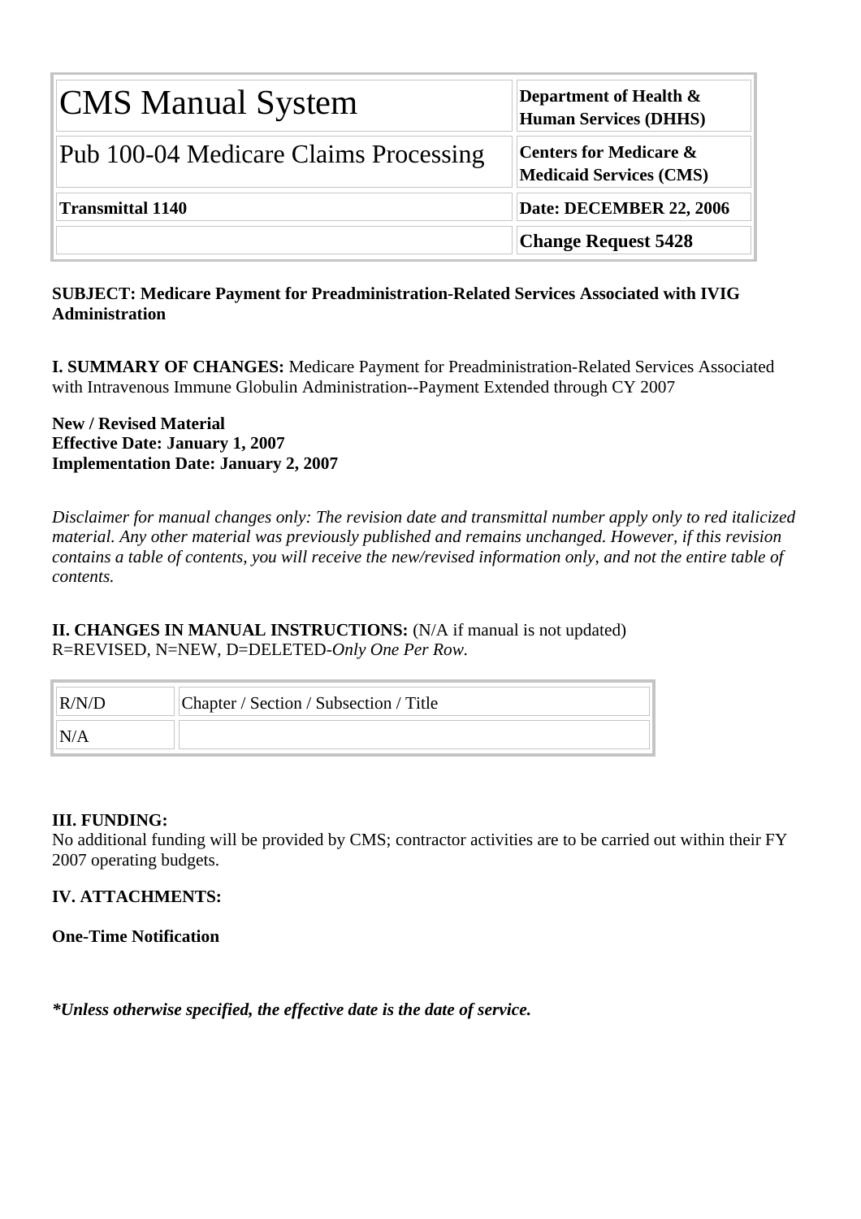| CMS Manual System | Department of Health & Human Services (DHHS) |
| --- | --- |
| Pub 100-04 Medicare Claims Processing | Centers for Medicare & Medicaid Services (CMS) |
| **Transmittal 1140** | **Date: DECEMBER 22, 2006** |
| | **Change Request 5428** |

**SUBJECT: Medicare Payment for Preadministration-Related Services Associated with IVIG Administration**

**I. SUMMARY OF CHANGES:** Medicare Payment for Preadministration-Related Services Associated with Intravenous Immune Globulin Administration--Payment Extended through CY 2007

**New / Revised Material**
**Effective Date: January 1, 2007**
**Implementation Date: January 2, 2007**

*Disclaimer for manual changes only: The revision date and transmittal number apply only to red italicized material. Any other material was previously published and remains unchanged. However, if this revision contains a table of contents, you will receive the new/revised information only, and not the entire table of contents.*

**II. CHANGES IN MANUAL INSTRUCTIONS:** (N/A if manual is not updated)
R=REVISED, N=NEW, D=DELETED-*Only One Per Row.*

| R/N/D | Chapter / Section / Subsection / Title |
| --- | --- |
| N/A | |

**III. FUNDING:**
No additional funding will be provided by CMS; contractor activities are to be carried out within their FY 2007 operating budgets.

**IV. ATTACHMENTS:**

**One-Time Notification**

***Unless otherwise specified, the effective date is the date of service.***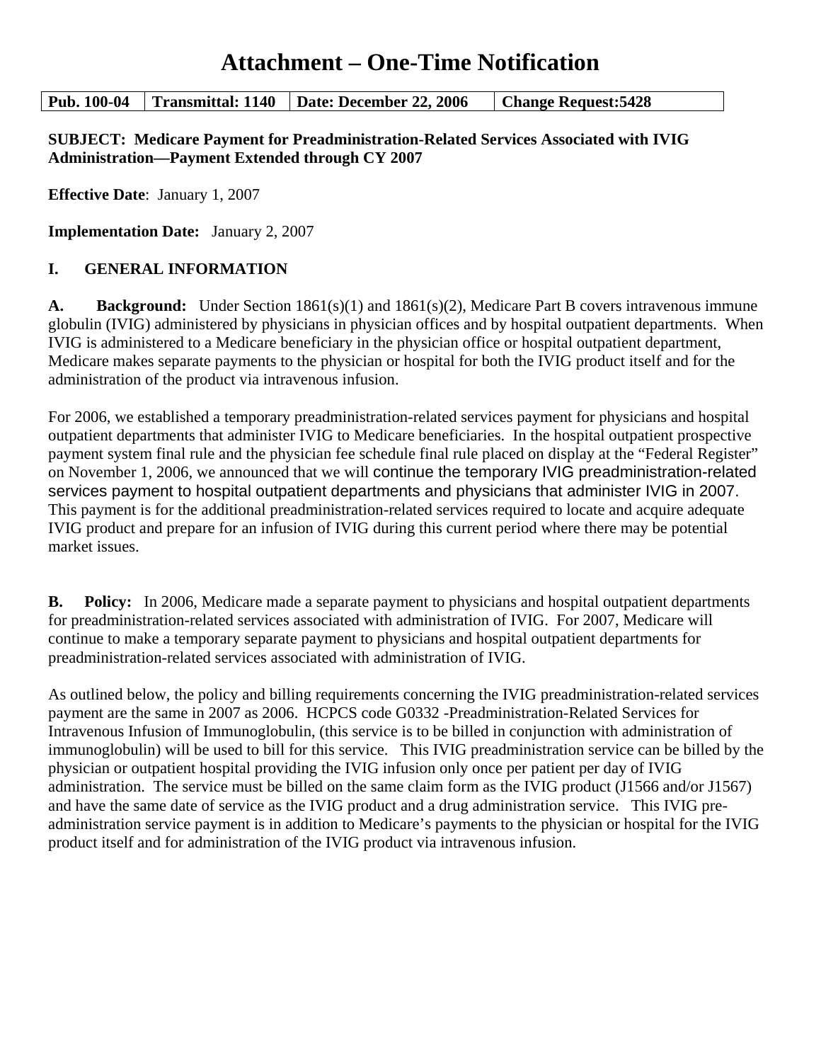# Attachment – One-Time Notification

| Pub. 100-04 | Transmittal: 1140 | Date: December 22, 2006 | Change Request:5428 |
|---|---|---|---|

**SUBJECT: Medicare Payment for Preadministration-Related Services Associated with IVIG Administration—Payment Extended through CY 2007**

**Effective Date**: January 1, 2007

**Implementation Date:** January 2, 2007

## I. GENERAL INFORMATION

**A. Background:** Under Section 1861(s)(1) and 1861(s)(2), Medicare Part B covers intravenous immune globulin (IVIG) administered by physicians in physician offices and by hospital outpatient departments. When IVIG is administered to a Medicare beneficiary in the physician office or hospital outpatient department, Medicare makes separate payments to the physician or hospital for both the IVIG product itself and for the administration of the product via intravenous infusion.

For 2006, we established a temporary preadministration-related services payment for physicians and hospital outpatient departments that administer IVIG to Medicare beneficiaries. In the hospital outpatient prospective payment system final rule and the physician fee schedule final rule placed on display at the "Federal Register" on November 1, 2006, we announced that we will continue the temporary IVIG preadministration-related services payment to hospital outpatient departments and physicians that administer IVIG in 2007. This payment is for the additional preadministration-related services required to locate and acquire adequate IVIG product and prepare for an infusion of IVIG during this current period where there may be potential market issues.

**B. Policy:** In 2006, Medicare made a separate payment to physicians and hospital outpatient departments for preadministration-related services associated with administration of IVIG. For 2007, Medicare will continue to make a temporary separate payment to physicians and hospital outpatient departments for preadministration-related services associated with administration of IVIG.

As outlined below, the policy and billing requirements concerning the IVIG preadministration-related services payment are the same in 2007 as 2006. HCPCS code G0332 -Preadministration-Related Services for Intravenous Infusion of Immunoglobulin, (this service is to be billed in conjunction with administration of immunoglobulin) will be used to bill for this service. This IVIG preadministration service can be billed by the physician or outpatient hospital providing the IVIG infusion only once per patient per day of IVIG administration. The service must be billed on the same claim form as the IVIG product (J1566 and/or J1567) and have the same date of service as the IVIG product and a drug administration service. This IVIG pre-administration service payment is in addition to Medicare's payments to the physician or hospital for the IVIG product itself and for administration of the IVIG product via intravenous infusion.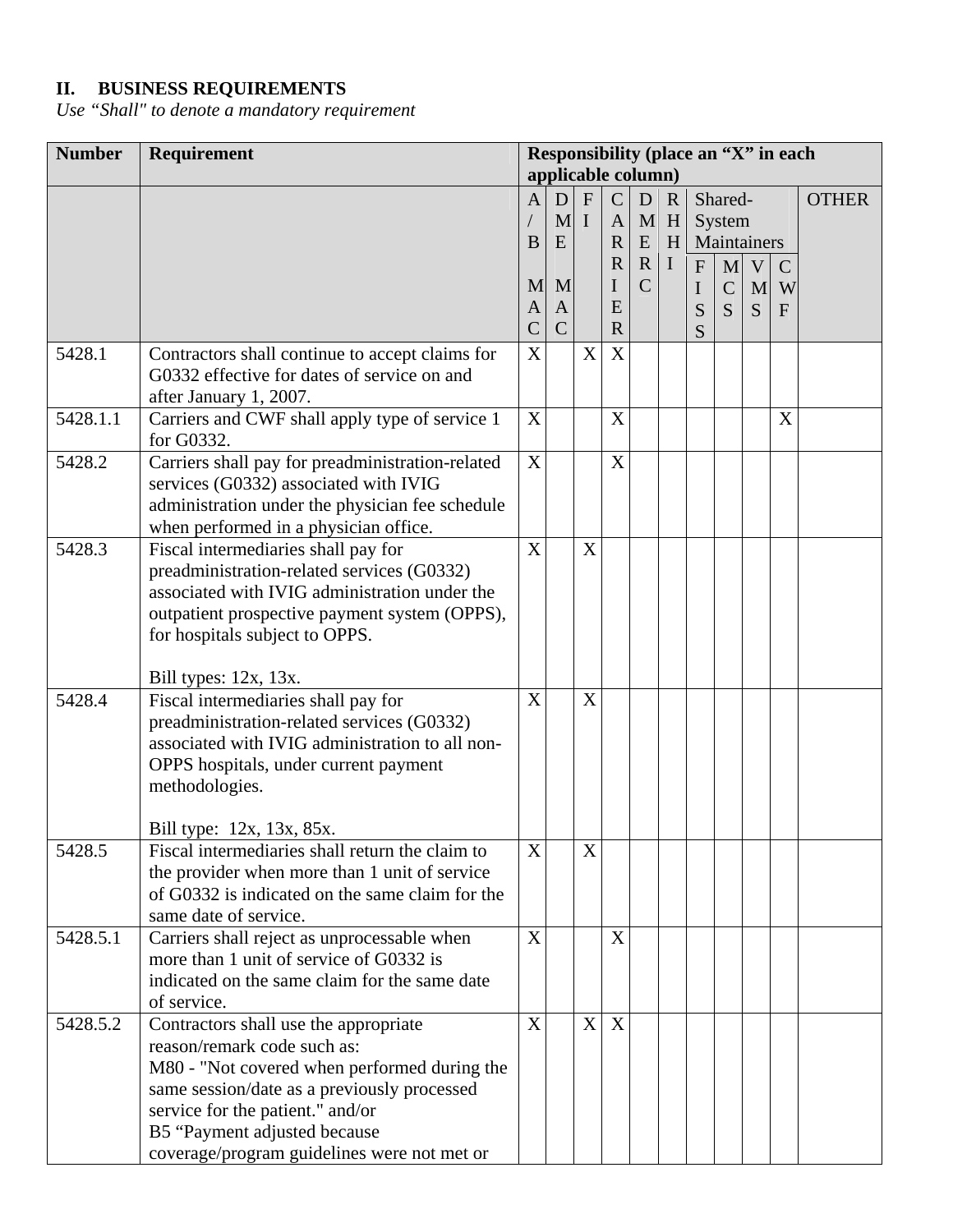## II. BUSINESS REQUIREMENTS

*Use "Shall" to denote a mandatory requirement*

| Number | Requirement | Responsibility (place an "X" in each applicable column) | | | | | | | | | | |
|---|---|---|---|---|---|---|---|---|---|---|---|---|
| | | A/B MAC | DME MAC | FI | CARRIER | DMERC | RHHI | Shared-System Maintainers | | | | OTHER |
| | | | | | | | | FISS | MCS | VMS | CWF | |
| 5428.1 | Contractors shall continue to accept claims for G0332 effective for dates of service on and after January 1, 2007. | X | | X | X | | | | | | | |
| 5428.1.1 | Carriers and CWF shall apply type of service 1 for G0332. | X | | | X | | | | | | X | |
| 5428.2 | Carriers shall pay for preadministration-related services (G0332) associated with IVIG administration under the physician fee schedule when performed in a physician office. | X | | | X | | | | | | | |
| 5428.3 | Fiscal intermediaries shall pay for preadministration-related services (G0332) associated with IVIG administration under the outpatient prospective payment system (OPPS), for hospitals subject to OPPS.<br><br>Bill types: 12x, 13x. | X | | X | | | | | | | | |
| 5428.4 | Fiscal intermediaries shall pay for preadministration-related services (G0332) associated with IVIG administration to all non-OPPS hospitals, under current payment methodologies.<br><br>Bill type: 12x, 13x, 85x. | X | | X | | | | | | | | |
| 5428.5 | Fiscal intermediaries shall return the claim to the provider when more than 1 unit of service of G0332 is indicated on the same claim for the same date of service. | X | | X | | | | | | | | |
| 5428.5.1 | Carriers shall reject as unprocessable when more than 1 unit of service of G0332 is indicated on the same claim for the same date of service. | X | | | X | | | | | | | |
| 5428.5.2 | Contractors shall use the appropriate reason/remark code such as:<br>M80 - "Not covered when performed during the same session/date as a previously processed service for the patient." and/or<br>B5 "Payment adjusted because coverage/program guidelines were not met or | X | | X | X | | | | | | | |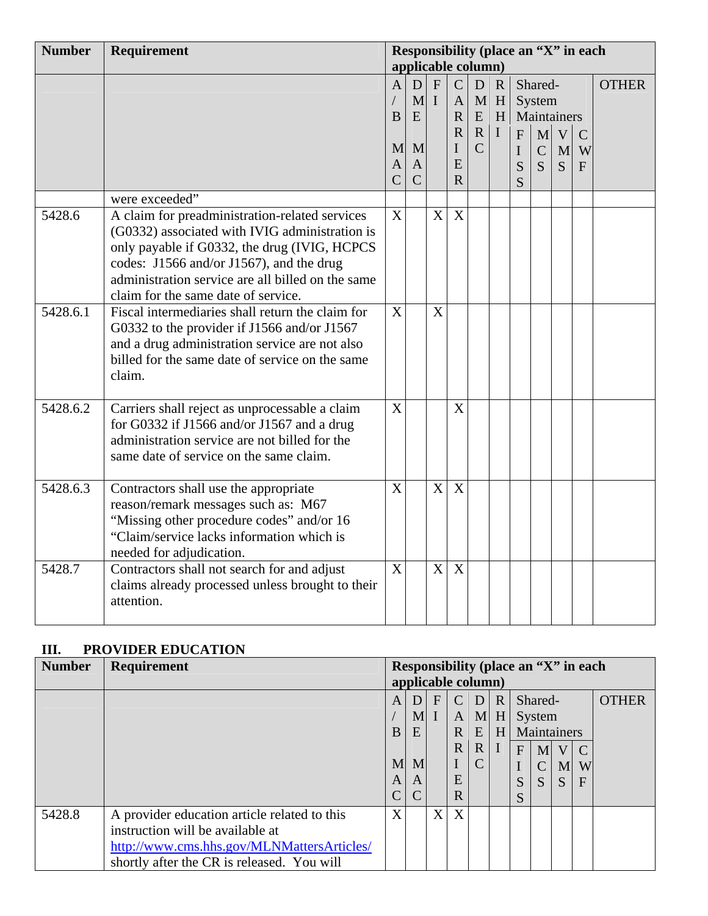| Number | Requirement | Responsibility (place an "X" in each applicable column) | | | | | | | | | | |
|---|---|---|---|---|---|---|---|---|---|---|---|---|
| | | A/B MAC | DME MAC | FI | CARRIER | DMERC | RHHI | Shared-System Maintainers | | | | OTHER |
| | | | | | | | | FISS | MCS | VMS | CWF | |
| | were exceeded" | | | | | | | | | | | |
| 5428.6 | A claim for preadministration-related services (G0332) associated with IVIG administration is only payable if G0332, the drug (IVIG, HCPCS codes: J1566 and/or J1567), and the drug administration service are all billed on the same claim for the same date of service. | X | | X | X | | | | | | | |
| 5428.6.1 | Fiscal intermediaries shall return the claim for G0332 to the provider if J1566 and/or J1567 and a drug administration service are not also billed for the same date of service on the same claim. | X | | X | | | | | | | | |
| 5428.6.2 | Carriers shall reject as unprocessable a claim for G0332 if J1566 and/or J1567 and a drug administration service are not billed for the same date of service on the same claim. | X | | | X | | | | | | | |
| 5428.6.3 | Contractors shall use the appropriate reason/remark messages such as: M67 "Missing other procedure codes" and/or 16 "Claim/service lacks information which is needed for adjudication. | X | | X | X | | | | | | | |
| 5428.7 | Contractors shall not search for and adjust claims already processed unless brought to their attention. | X | | X | X | | | | | | | |

## III. PROVIDER EDUCATION

| Number | Requirement | Responsibility (place an "X" in each applicable column) | | | | | | | | | | |
|---|---|---|---|---|---|---|---|---|---|---|---|---|
| | | A/B MAC | DME MAC | FI | CARRIER | DMERC | RHHI | Shared-System Maintainers | | | | OTHER |
| | | | | | | | | FISS | MCS | VMS | CWF | |
| 5428.8 | A provider education article related to this instruction will be available at http://www.cms.hhs.gov/MLNMattersArticles/ shortly after the CR is released. You will | X | | X | X | | | | | | | |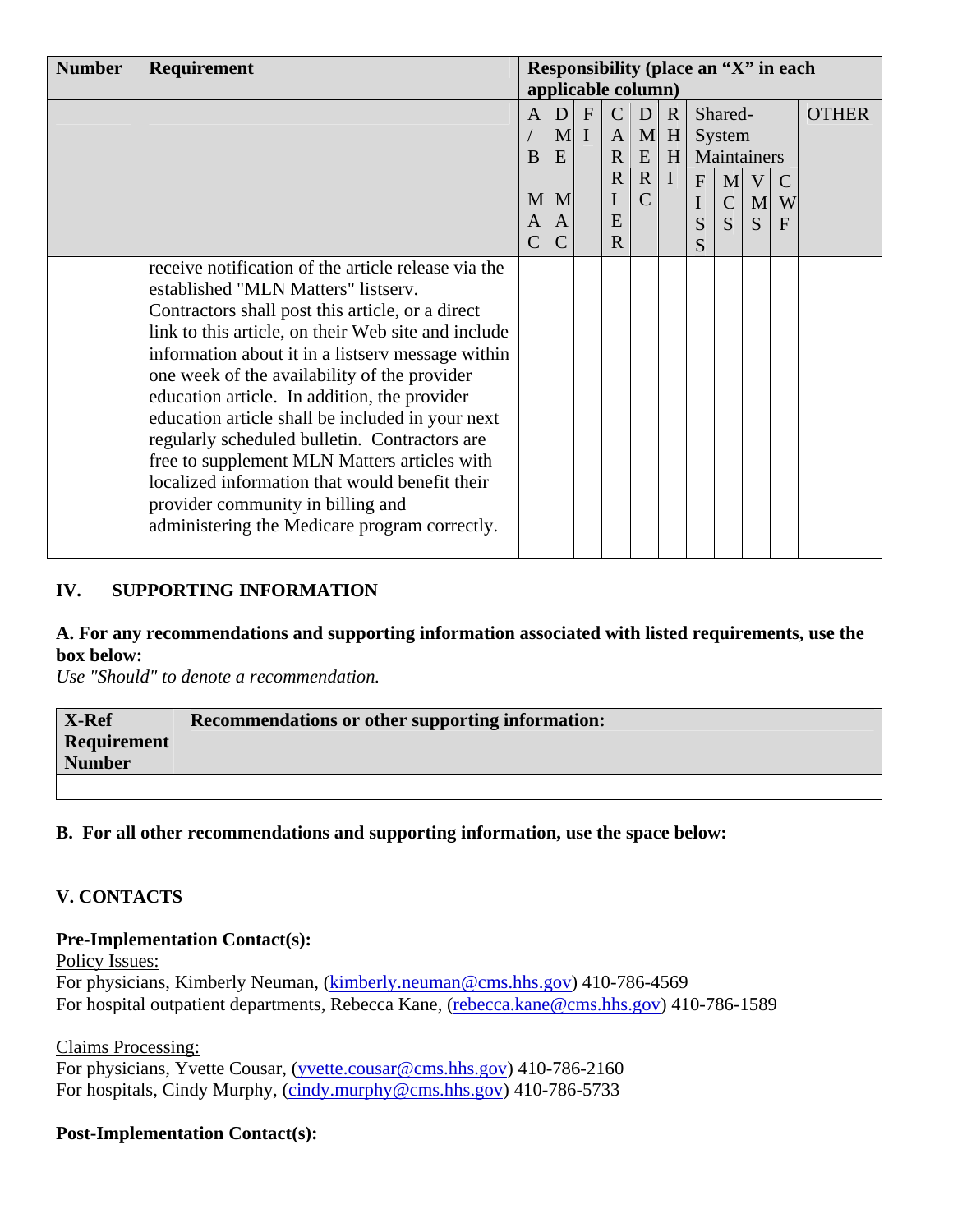| Number | Requirement | Responsibility (place an "X" in each applicable column) | | | | | | | | | | |
|---|---|---|---|---|---|---|---|---|---|---|---|---|
| | | A/B MAC | DME MAC | FI | CARRIER | DMERC | RHHI | Shared-System Maintainers | | | | OTHER |
| | | | | | | | | FISS | MCS | VMS | CWF | |
| | receive notification of the article release via the established "MLN Matters" listserv. Contractors shall post this article, or a direct link to this article, on their Web site and include information about it in a listserv message within one week of the availability of the provider education article. In addition, the provider education article shall be included in your next regularly scheduled bulletin. Contractors are free to supplement MLN Matters articles with localized information that would benefit their provider community in billing and administering the Medicare program correctly. | | | | | | | | | | | |

## IV. SUPPORTING INFORMATION

### A. For any recommendations and supporting information associated with listed requirements, use the box below:

*Use "Should" to denote a recommendation.*

| X-Ref Requirement Number | Recommendations or other supporting information: |
|---|---|
| | |

### B. For all other recommendations and supporting information, use the space below:

## V. CONTACTS

**Pre-Implementation Contact(s):**

Policy Issues:
For physicians, Kimberly Neuman, (kimberly.neuman@cms.hhs.gov) 410-786-4569
For hospital outpatient departments, Rebecca Kane, (rebecca.kane@cms.hhs.gov) 410-786-1589

Claims Processing:
For physicians, Yvette Cousar, (yvette.cousar@cms.hhs.gov) 410-786-2160
For hospitals, Cindy Murphy, (cindy.murphy@cms.hhs.gov) 410-786-5733

**Post-Implementation Contact(s):**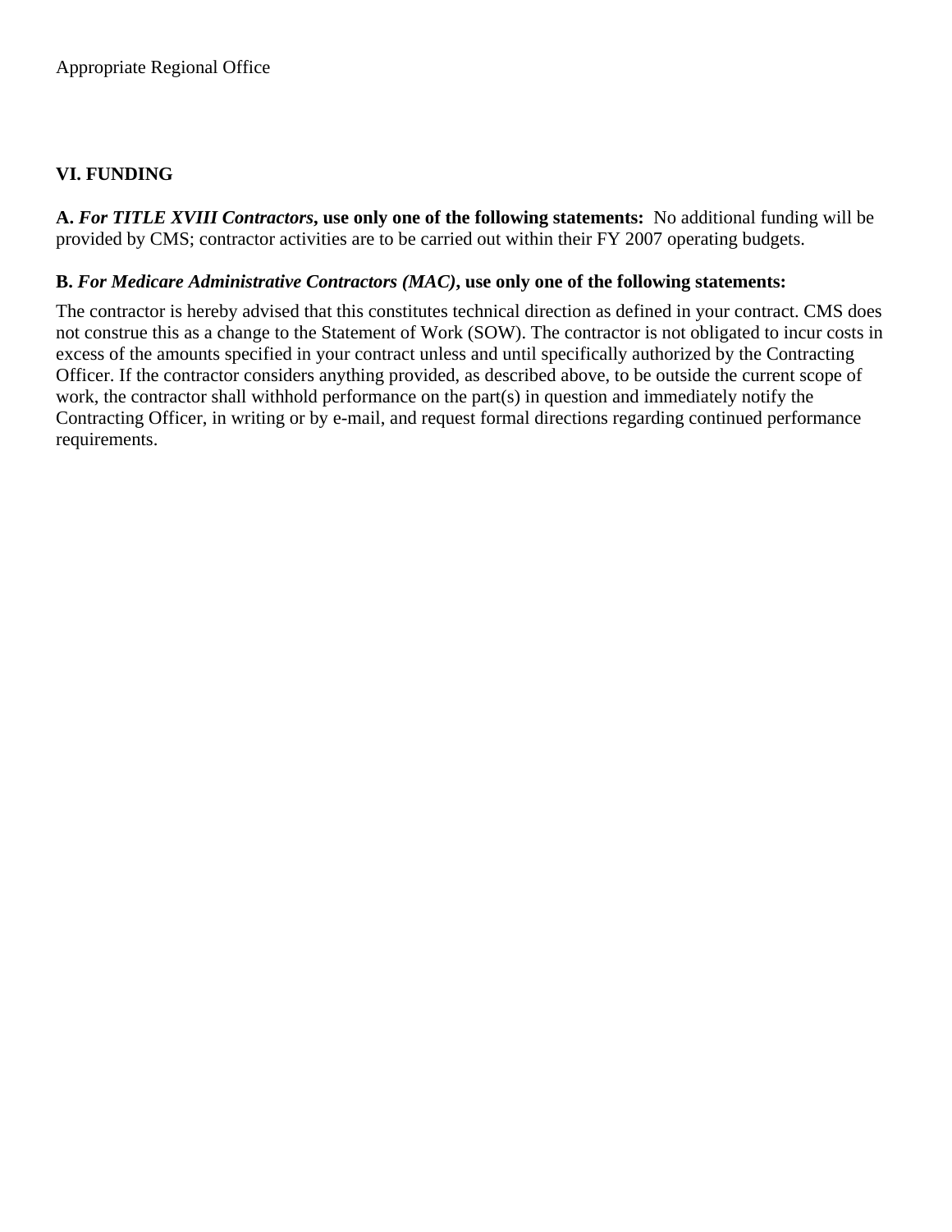Appropriate Regional Office

## VI. FUNDING

**A.** ***For TITLE XVIII Contractors*****, use only one of the following statements:** No additional funding will be provided by CMS; contractor activities are to be carried out within their FY 2007 operating budgets.

**B.** ***For Medicare Administrative Contractors (MAC)*****, use only one of the following statements:**

The contractor is hereby advised that this constitutes technical direction as defined in your contract. CMS does not construe this as a change to the Statement of Work (SOW). The contractor is not obligated to incur costs in excess of the amounts specified in your contract unless and until specifically authorized by the Contracting Officer. If the contractor considers anything provided, as described above, to be outside the current scope of work, the contractor shall withhold performance on the part(s) in question and immediately notify the Contracting Officer, in writing or by e-mail, and request formal directions regarding continued performance requirements.